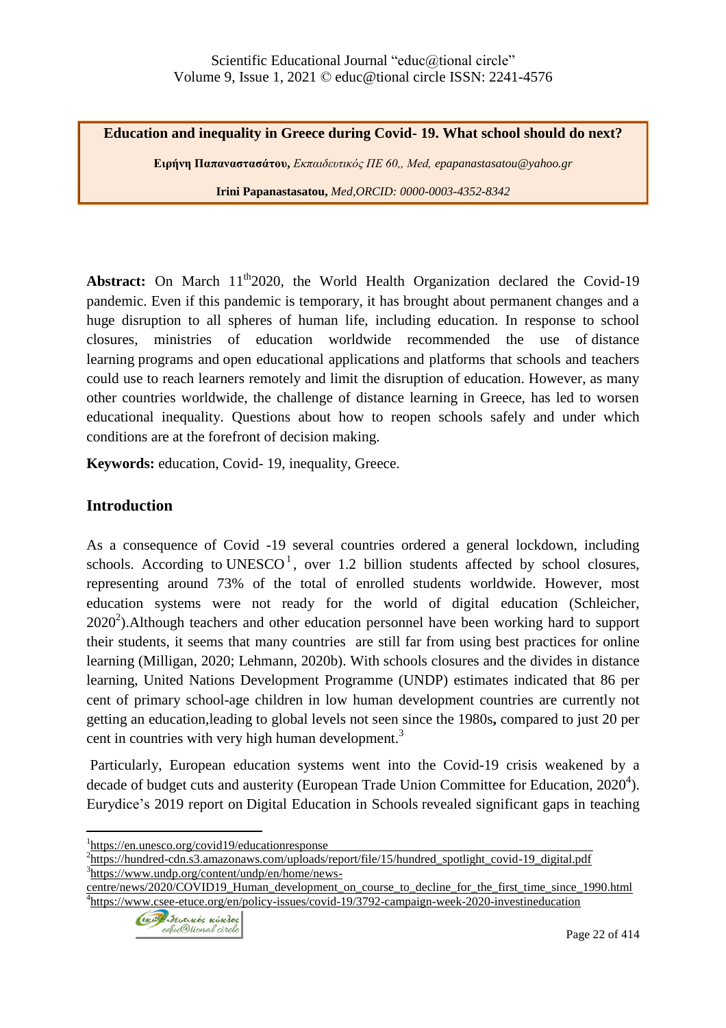**Education and inequality in Greece during Covid- 19. What school should do next?**

**Ειρήνη Παπαναστασάτου,** *Εκπαιδευτικός ΠΕ 60,, Med, epapanastasatou@yahoo.gr*

**Irini Papanastasatou,** *Med,ORCID: 0000-0003-4352-8342*

**Abstract:** On March 11th 2020, the World Health Organization declared the Covid-19 pandemic. Even if this pandemic is temporary, it has brought about permanent changes and a huge disruption to all spheres of human life, including education. In response to school closures, ministries of education worldwide recommended the use of distance learning programs and open educational applications and platforms that schools and teachers could use to reach learners remotely and limit the disruption of education. However, as many other countries worldwide, the challenge of distance learning in Greece, has led to worsen educational inequality. Questions about how to reopen schools safely and under which conditions are at the forefront of decision making.

**Keywords:** education, Covid- 19, inequality, Greece.

## Introduction

As a consequence of Covid -19 several countries ordered a general lockdown, including schools. According to UNESCO[1], over 1.2 billion students affected by school closures, representing around 73% of the total of enrolled students worldwide. However, most education systems were not ready for the world of digital education (Schleicher, 2020[2]).Although teachers and other education personnel have been working hard to support their students, it seems that many countries are still far from using best practices for online learning (Milligan, 2020; Lehmann, 2020b). With schools closures and the divides in distance learning, United Nations Development Programme (UNDP) estimates indicated that 86 per cent of primary school-age children in low human development countries are currently not getting an education,leading to global levels not seen since the 1980s**,** compared to just 20 per cent in countries with very high human development.[3]

Particularly, European education systems went into the Covid-19 crisis weakened by a decade of budget cuts and austerity (European Trade Union Committee for Education, 2020[4]). Eurydice's 2019 report on Digital Education in Schools revealed significant gaps in teaching

[1] https://en.unesco.org/covid19/educationresponse

[2] https://hundred-cdn.s3.amazonaws.com/uploads/report/file/15/hundred_spotlight_covid-19_digital.pdf

[3] https://www.undp.org/content/undp/en/home/news-centre/news/2020/COVID19_Human_development_on_course_to_decline_for_the_first_time_since_1990.html

[4] https://www.csee-etuce.org/en/policy-issues/covid-19/3792-campaign-week-2020-investineducation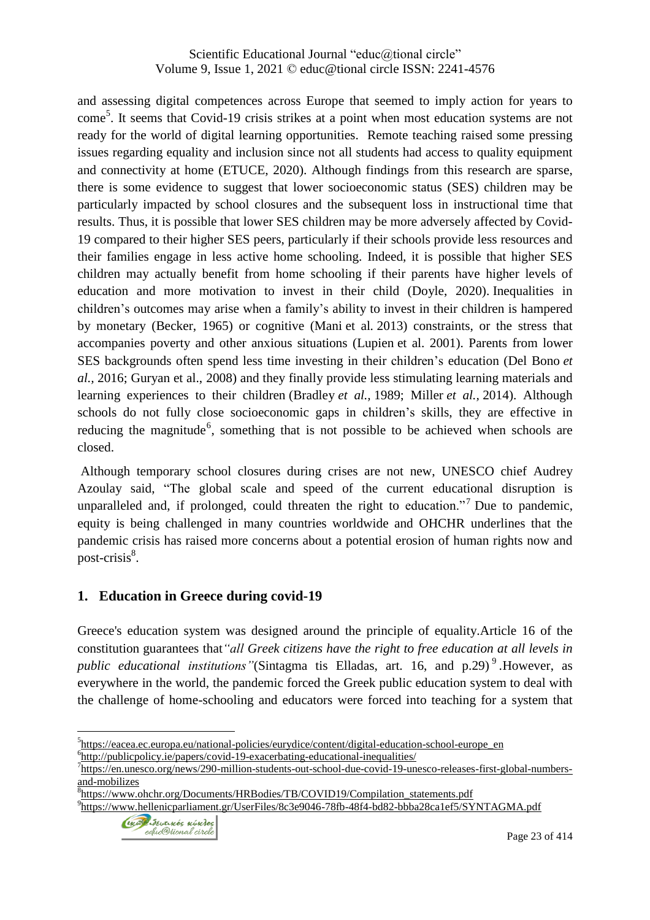and assessing digital competences across Europe that seemed to imply action for years to come[5]. It seems that Covid-19 crisis strikes at a point when most education systems are not ready for the world of digital learning opportunities. Remote teaching raised some pressing issues regarding equality and inclusion since not all students had access to quality equipment and connectivity at home (ETUCE, 2020). Although findings from this research are sparse, there is some evidence to suggest that lower socioeconomic status (SES) children may be particularly impacted by school closures and the subsequent loss in instructional time that results. Thus, it is possible that lower SES children may be more adversely affected by Covid-19 compared to their higher SES peers, particularly if their schools provide less resources and their families engage in less active home schooling. Indeed, it is possible that higher SES children may actually benefit from home schooling if their parents have higher levels of education and more motivation to invest in their child (Doyle, 2020). Inequalities in children's outcomes may arise when a family's ability to invest in their children is hampered by monetary (Becker, 1965) or cognitive (Mani et al. 2013) constraints, or the stress that accompanies poverty and other anxious situations (Lupien et al. 2001). Parents from lower SES backgrounds often spend less time investing in their children's education (Del Bono *et al.,* 2016; Guryan et al., 2008) and they finally provide less stimulating learning materials and learning experiences to their children (Bradley *et al.,* 1989; Miller *et al.,* 2014). Although schools do not fully close socioeconomic gaps in children's skills, they are effective in reducing the magnitude[6], something that is not possible to be achieved when schools are closed.

Although temporary school closures during crises are not new, UNESCO chief Audrey Azoulay said, "The global scale and speed of the current educational disruption is unparalleled and, if prolonged, could threaten the right to education."[7] Due to pandemic, equity is being challenged in many countries worldwide and OHCHR underlines that the pandemic crisis has raised more concerns about a potential erosion of human rights now and post-crisis[8].

## 1. Education in Greece during covid-19

Greece's education system was designed around the principle of equality.Article 16 of the constitution guarantees that*"all Greek citizens have the right to free education at all levels in public educational institutions"*(Sintagma tis Elladas, art. 16, and p.29)[9].However, as everywhere in the world, the pandemic forced the Greek public education system to deal with the challenge of home-schooling and educators were forced into teaching for a system that

---

[5] https://eacea.ec.europa.eu/national-policies/eurydice/content/digital-education-school-europe_en

[6] http://publicpolicy.ie/papers/covid-19-exacerbating-educational-inequalities/

[7] https://en.unesco.org/news/290-million-students-out-school-due-covid-19-unesco-releases-first-global-numbers-and-mobilizes

[8] https://www.ohchr.org/Documents/HRBodies/TB/COVID19/Compilation_statements.pdf

[9] https://www.hellenicparliament.gr/UserFiles/8c3e9046-78fb-48f4-bd82-bbba28ca1ef5/SYNTAGMA.pdf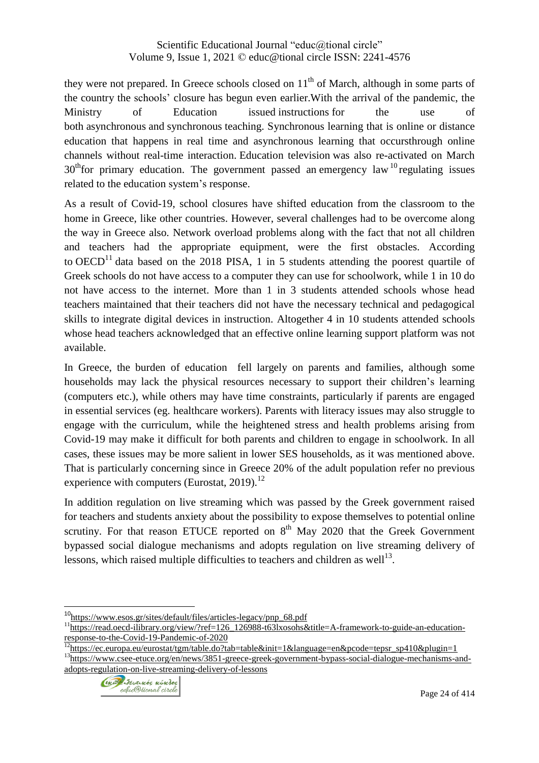they were not prepared. In Greece schools closed on 11th of March, although in some parts of the country the schools' closure has begun even earlier.With the arrival of the pandemic, the Ministry of Education issued instructions for the use of both asynchronous and synchronous teaching. Synchronous learning that is online or distance education that happens in real time and asynchronous learning that occursthrough online channels without real-time interaction. Education television was also re-activated on March 30thfor primary education. The government passed an emergency law[10] regulating issues related to the education system's response.

As a result of Covid-19, school closures have shifted education from the classroom to the home in Greece, like other countries. However, several challenges had to be overcome along the way in Greece also. Network overload problems along with the fact that not all children and teachers had the appropriate equipment, were the first obstacles. According to OECD[11] data based on the 2018 PISA, 1 in 5 students attending the poorest quartile of Greek schools do not have access to a computer they can use for schoolwork, while 1 in 10 do not have access to the internet. More than 1 in 3 students attended schools whose head teachers maintained that their teachers did not have the necessary technical and pedagogical skills to integrate digital devices in instruction. Altogether 4 in 10 students attended schools whose head teachers acknowledged that an effective online learning support platform was not available.

In Greece, the burden of education fell largely on parents and families, although some households may lack the physical resources necessary to support their children's learning (computers etc.), while others may have time constraints, particularly if parents are engaged in essential services (eg. healthcare workers). Parents with literacy issues may also struggle to engage with the curriculum, while the heightened stress and health problems arising from Covid-19 may make it difficult for both parents and children to engage in schoolwork. In all cases, these issues may be more salient in lower SES households, as it was mentioned above. That is particularly concerning since in Greece 20% of the adult population refer no previous experience with computers (Eurostat, 2019).[12]

In addition regulation on live streaming which was passed by the Greek government raised for teachers and students anxiety about the possibility to expose themselves to potential online scrutiny. For that reason ETUCE reported on 8th May 2020 that the Greek Government bypassed social dialogue mechanisms and adopts regulation on live streaming delivery of lessons, which raised multiple difficulties to teachers and children as well[13].

---

[10] https://www.esos.gr/sites/default/files/articles-legacy/pnp_68.pdf

[11] https://read.oecd-ilibrary.org/view/?ref=126_126988-t63lxosohs&title=A-framework-to-guide-an-education-response-to-the-Covid-19-Pandemic-of-2020

[12] https://ec.europa.eu/eurostat/tgm/table.do?tab=table&init=1&language=en&pcode=tepsr_sp410&plugin=1

[13] https://www.csee-etuce.org/en/news/3851-greece-greek-government-bypass-social-dialogue-mechanisms-and-adopts-regulation-on-live-streaming-delivery-of-lessons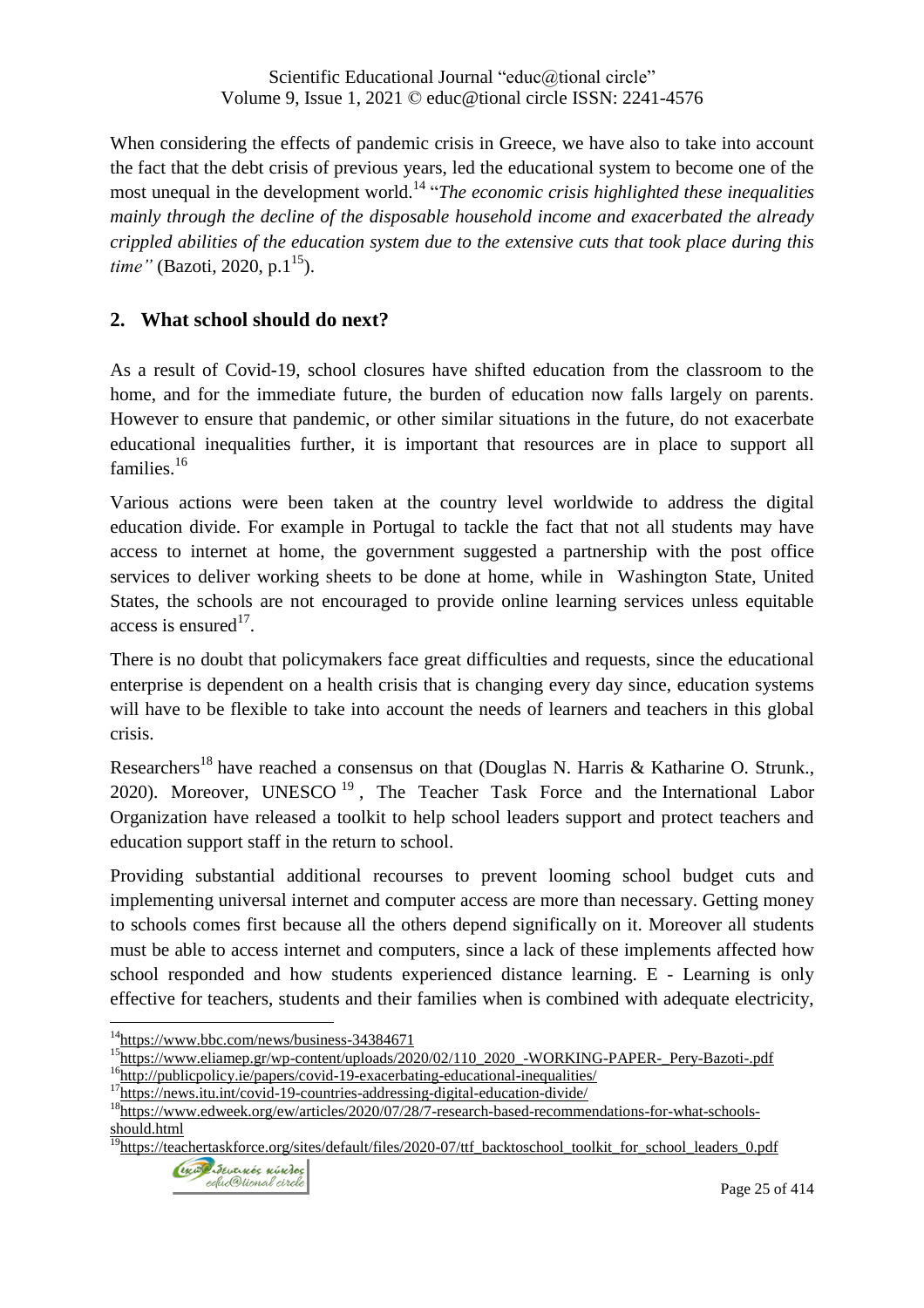When considering the effects of pandemic crisis in Greece, we have also to take into account the fact that the debt crisis of previous years, led the educational system to become one of the most unequal in the development world.[14] "*The economic crisis highlighted these inequalities mainly through the decline of the disposable household income and exacerbated the already crippled abilities of the education system due to the extensive cuts that took place during this time"* (Bazoti, 2020, p.1[15]).

## 2. What school should do next?

As a result of Covid-19, school closures have shifted education from the classroom to the home, and for the immediate future, the burden of education now falls largely on parents. However to ensure that pandemic, or other similar situations in the future, do not exacerbate educational inequalities further, it is important that resources are in place to support all families.[16]

Various actions were been taken at the country level worldwide to address the digital education divide. For example in Portugal to tackle the fact that not all students may have access to internet at home, the government suggested a partnership with the post office services to deliver working sheets to be done at home, while in Washington State, United States, the schools are not encouraged to provide online learning services unless equitable access is ensured[17].

There is no doubt that policymakers face great difficulties and requests, since the educational enterprise is dependent on a health crisis that is changing every day since, education systems will have to be flexible to take into account the needs of learners and teachers in this global crisis.

Researchers[18] have reached a consensus on that (Douglas N. Harris & Katharine O. Strunk., 2020). Moreover, UNESCO[19], The Teacher Task Force and the International Labor Organization have released a toolkit to help school leaders support and protect teachers and education support staff in the return to school.

Providing substantial additional recourses to prevent looming school budget cuts and implementing universal internet and computer access are more than necessary. Getting money to schools comes first because all the others depend significally on it. Moreover all students must be able to access internet and computers, since a lack of these implements affected how school responded and how students experienced distance learning. E - Learning is only effective for teachers, students and their families when is combined with adequate electricity,

---

[14] https://www.bbc.com/news/business-34384671

[15] https://www.eliamep.gr/wp-content/uploads/2020/02/110_2020_-WORKING-PAPER-_Pery-Bazoti-.pdf

[16] http://publicpolicy.ie/papers/covid-19-exacerbating-educational-inequalities/

[17] https://news.itu.int/covid-19-countries-addressing-digital-education-divide/

[18] https://www.edweek.org/ew/articles/2020/07/28/7-research-based-recommendations-for-what-schools-should.html

[19] https://teachertaskforce.org/sites/default/files/2020-07/ttf_backtoschool_toolkit_for_school_leaders_0.pdf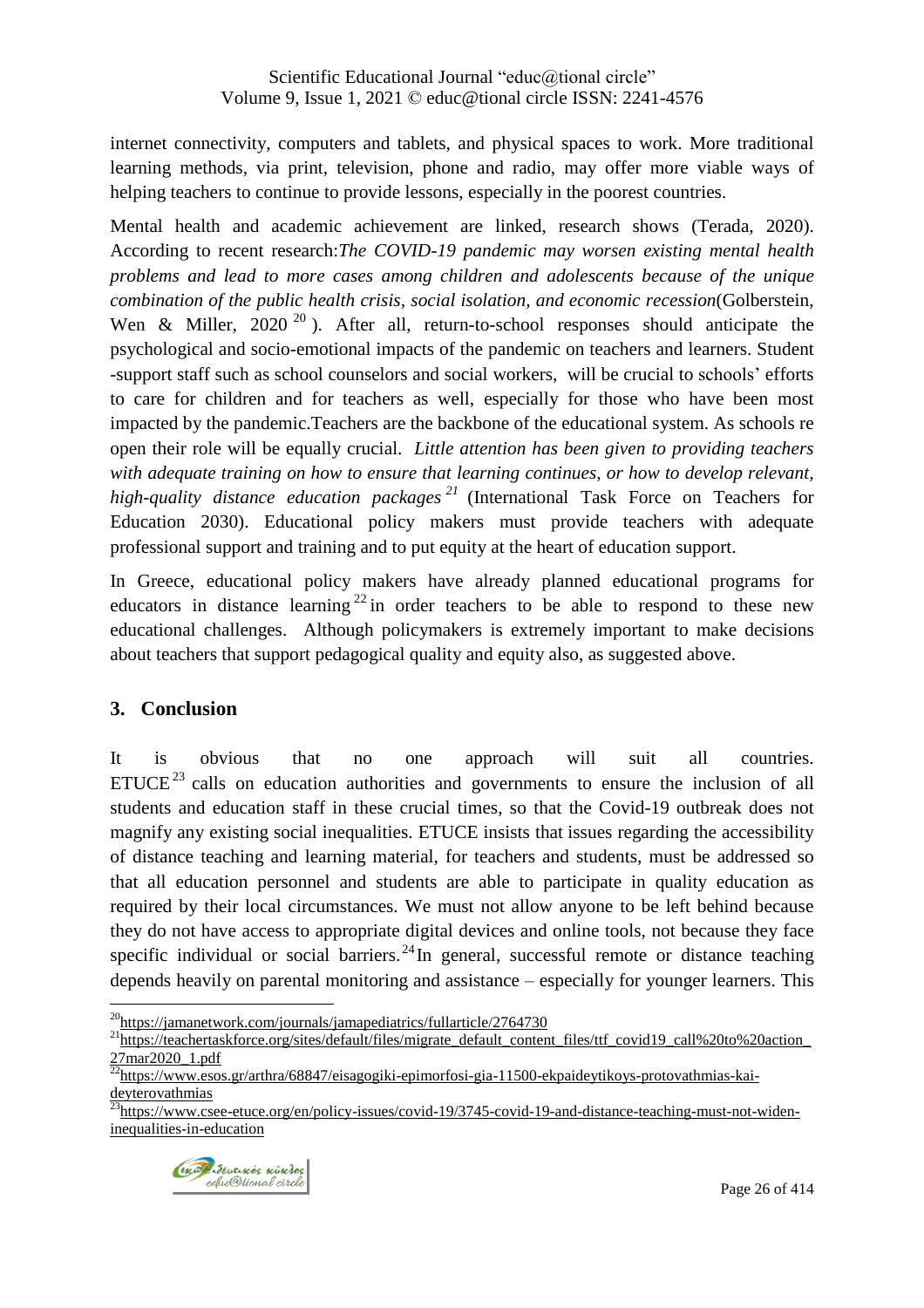internet connectivity, computers and tablets, and physical spaces to work. More traditional learning methods, via print, television, phone and radio, may offer more viable ways of helping teachers to continue to provide lessons, especially in the poorest countries.

Mental health and academic achievement are linked, research shows (Terada, 2020). According to recent research:*The COVID-19 pandemic may worsen existing mental health problems and lead to more cases among children and adolescents because of the unique combination of the public health crisis, social isolation, and economic recession*(Golberstein, Wen & Miller, 2020 [20] ). After all, return-to-school responses should anticipate the psychological and socio-emotional impacts of the pandemic on teachers and learners. Student -support staff such as school counselors and social workers, will be crucial to schools' efforts to care for children and for teachers as well, especially for those who have been most impacted by the pandemic.Teachers are the backbone of the educational system. As schools re open their role will be equally crucial. *Little attention has been given to providing teachers with adequate training on how to ensure that learning continues, or how to develop relevant, high-quality distance education packages [21]* (International Task Force on Teachers for Education 2030). Educational policy makers must provide teachers with adequate professional support and training and to put equity at the heart of education support.

In Greece, educational policy makers have already planned educational programs for educators in distance learning [22] in order teachers to be able to respond to these new educational challenges. Although policymakers is extremely important to make decisions about teachers that support pedagogical quality and equity also, as suggested above.

## 3. Conclusion

It is obvious that no one approach will suit all countries. ETUCE [23] calls on education authorities and governments to ensure the inclusion of all students and education staff in these crucial times, so that the Covid-19 outbreak does not magnify any existing social inequalities. ETUCE insists that issues regarding the accessibility of distance teaching and learning material, for teachers and students, must be addressed so that all education personnel and students are able to participate in quality education as required by their local circumstances. We must not allow anyone to be left behind because they do not have access to appropriate digital devices and online tools, not because they face specific individual or social barriers. [24] In general, successful remote or distance teaching depends heavily on parental monitoring and assistance – especially for younger learners. This

---

[20] https://jamanetwork.com/journals/jamapediatrics/fullarticle/2764730

[21] https://teachertaskforce.org/sites/default/files/migrate_default_content_files/ttf_covid19_call%20to%20action_27mar2020_1.pdf

[22] https://www.esos.gr/arthra/68847/eisagogiki-epimorfosi-gia-11500-ekpaideytikoys-protovathmias-kai-deyterovathmias

[23] https://www.csee-etuce.org/en/policy-issues/covid-19/3745-covid-19-and-distance-teaching-must-not-widen-inequalities-in-education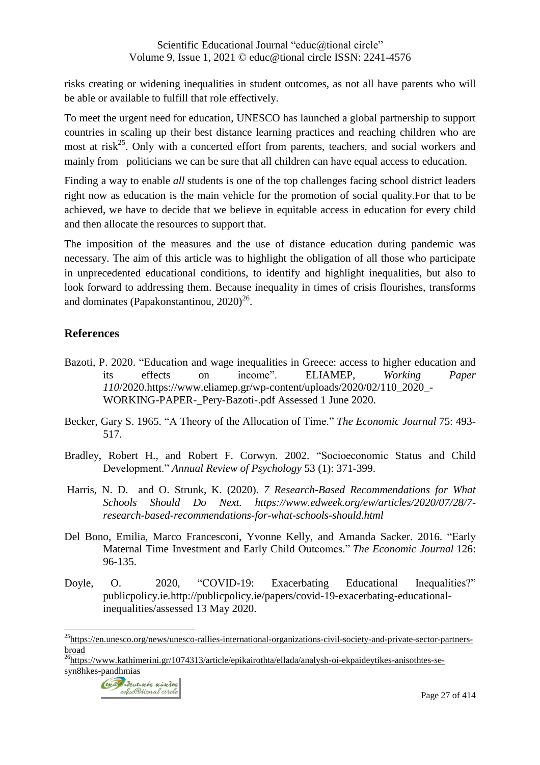risks creating or widening inequalities in student outcomes, as not all have parents who will be able or available to fulfill that role effectively.

To meet the urgent need for education, UNESCO has launched a global partnership to support countries in scaling up their best distance learning practices and reaching children who are most at risk[25]. Only with a concerted effort from parents, teachers, and social workers and mainly from politicians we can be sure that all children can have equal access to education.

Finding a way to enable *all* students is one of the top challenges facing school district leaders right now as education is the main vehicle for the promotion of social quality.For that to be achieved, we have to decide that we believe in equitable access in education for every child and then allocate the resources to support that.

The imposition of the measures and the use of distance education during pandemic was necessary. The aim of this article was to highlight the obligation of all those who participate in unprecedented educational conditions, to identify and highlight inequalities, but also to look forward to addressing them. Because inequality in times of crisis flourishes, transforms and dominates (Papakonstantinou, 2020)[26].

## References

Bazoti, P. 2020. "Education and wage inequalities in Greece: access to higher education and its effects on income". ELIAMEP, *Working Paper 110*/2020.https://www.eliamep.gr/wp-content/uploads/2020/02/110_2020_-WORKING-PAPER-_Pery-Bazoti-.pdf Assessed 1 June 2020.

Becker, Gary S. 1965. "A Theory of the Allocation of Time." *The Economic Journal* 75: 493-517.

Bradley, Robert H., and Robert F. Corwyn. 2002. "Socioeconomic Status and Child Development." *Annual Review of Psychology* 53 (1): 371-399.

Harris, N. D. and O. Strunk, K. (2020). *7 Research-Based Recommendations for What Schools Should Do Next. https://www.edweek.org/ew/articles/2020/07/28/7-research-based-recommendations-for-what-schools-should.html*

Del Bono, Emilia, Marco Francesconi, Yvonne Kelly, and Amanda Sacker. 2016. "Early Maternal Time Investment and Early Child Outcomes." *The Economic Journal* 126: 96-135.

Doyle, O. 2020, "COVID-19: Exacerbating Educational Inequalities?" publicpolicy.ie.http://publicpolicy.ie/papers/covid-19-exacerbating-educational-inequalities/assessed 13 May 2020.

---

[25] https://en.unesco.org/news/unesco-rallies-international-organizations-civil-society-and-private-sector-partners-broad

[26] https://www.kathimerini.gr/1074313/article/epikairothta/ellada/analysh-oi-ekpaideytikes-anisothtes-se-syn8hkes-pandhmias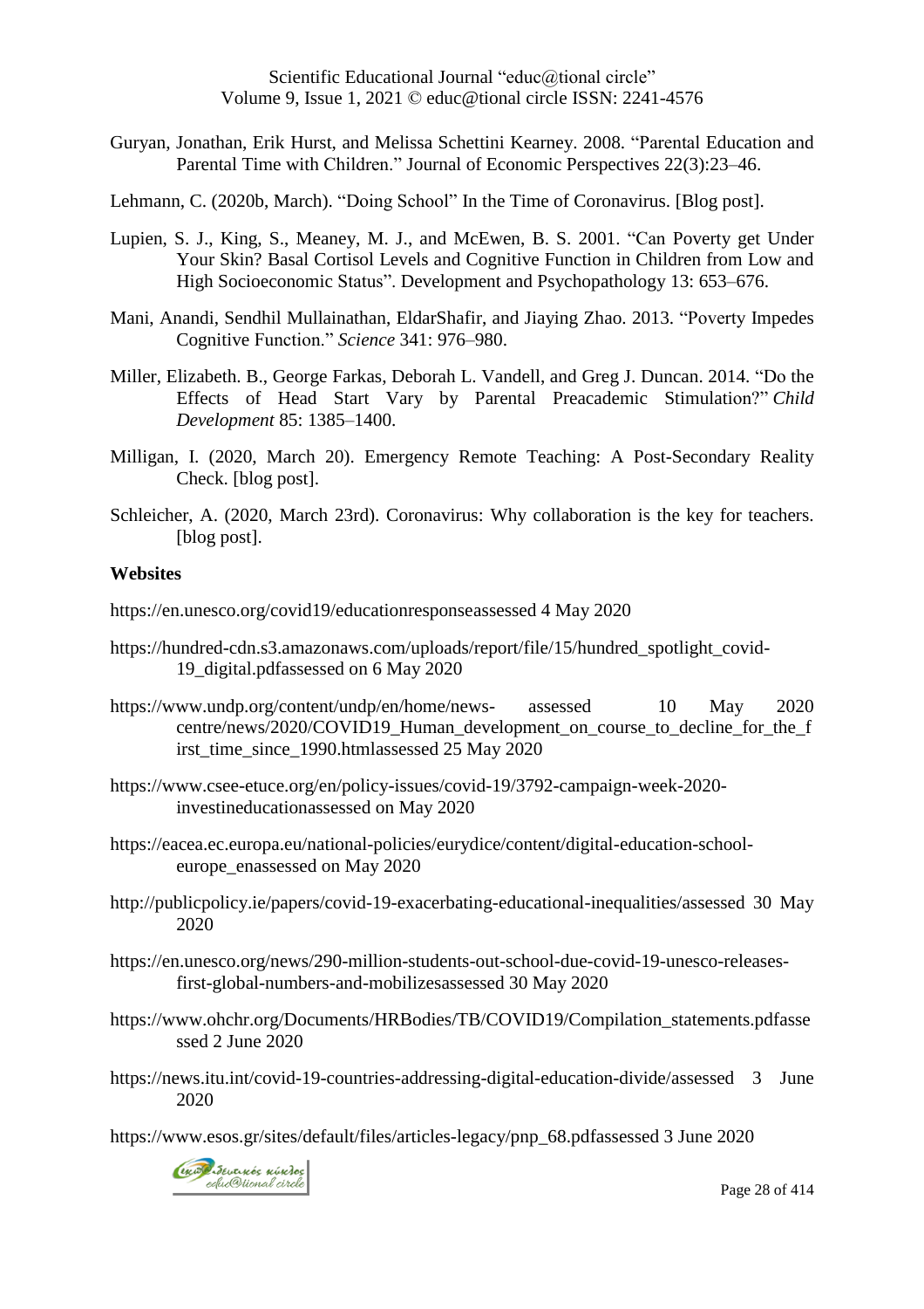Guryan, Jonathan, Erik Hurst, and Melissa Schettini Kearney. 2008. "Parental Education and Parental Time with Children." Journal of Economic Perspectives 22(3):23–46.

Lehmann, C. (2020b, March). "Doing School" In the Time of Coronavirus. [Blog post].

Lupien, S. J., King, S., Meaney, M. J., and McEwen, B. S. 2001. "Can Poverty get Under Your Skin? Basal Cortisol Levels and Cognitive Function in Children from Low and High Socioeconomic Status". Development and Psychopathology 13: 653–676.

Mani, Anandi, Sendhil Mullainathan, EldarShafir, and Jiaying Zhao. 2013. "Poverty Impedes Cognitive Function." *Science* 341: 976–980.

Miller, Elizabeth. B., George Farkas, Deborah L. Vandell, and Greg J. Duncan. 2014. "Do the Effects of Head Start Vary by Parental Preacademic Stimulation?" *Child Development* 85: 1385–1400.

Milligan, I. (2020, March 20). Emergency Remote Teaching: A Post-Secondary Reality Check. [blog post].

Schleicher, A. (2020, March 23rd). Coronavirus: Why collaboration is the key for teachers. [blog post].

**Websites**

https://en.unesco.org/covid19/educationresponseassessed 4 May 2020

https://hundred-cdn.s3.amazonaws.com/uploads/report/file/15/hundred_spotlight_covid-19_digital.pdfassessed on 6 May 2020

https://www.undp.org/content/undp/en/home/news- assessed 10 May 2020 centre/news/2020/COVID19_Human_development_on_course_to_decline_for_the_first_time_since_1990.htmlassessed 25 May 2020

https://www.csee-etuce.org/en/policy-issues/covid-19/3792-campaign-week-2020-investineducationassessed on May 2020

https://eacea.ec.europa.eu/national-policies/eurydice/content/digital-education-school-europe_enassessed on May 2020

http://publicpolicy.ie/papers/covid-19-exacerbating-educational-inequalities/assessed 30 May 2020

https://en.unesco.org/news/290-million-students-out-school-due-covid-19-unesco-releases-first-global-numbers-and-mobilizesassessed 30 May 2020

https://www.ohchr.org/Documents/HRBodies/TB/COVID19/Compilation_statements.pdfassessed 2 June 2020

https://news.itu.int/covid-19-countries-addressing-digital-education-divide/assessed 3 June 2020

https://www.esos.gr/sites/default/files/articles-legacy/pnp_68.pdfassessed 3 June 2020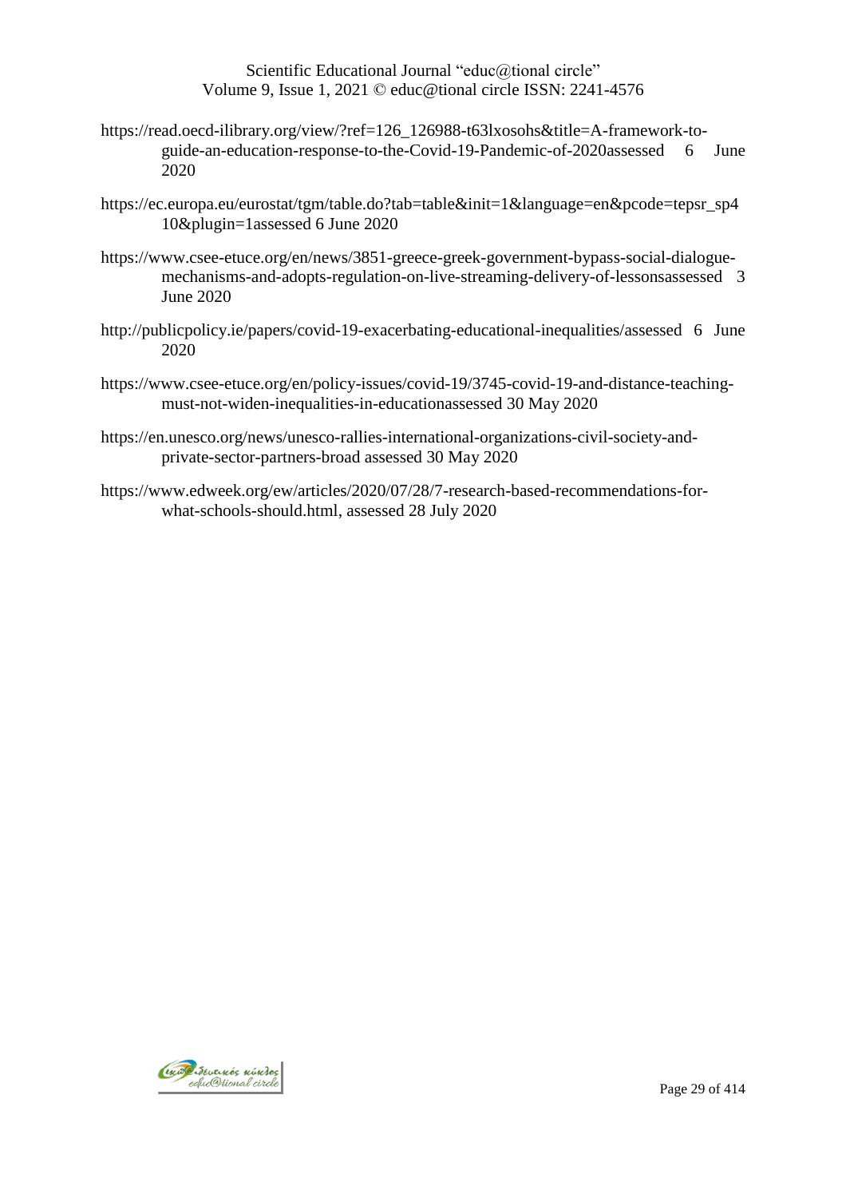https://read.oecd-ilibrary.org/view/?ref=126_126988-t63lxosohs&title=A-framework-to-guide-an-education-response-to-the-Covid-19-Pandemic-of-2020assessed 6 June 2020

https://ec.europa.eu/eurostat/tgm/table.do?tab=table&init=1&language=en&pcode=tepsr_sp410&plugin=1assessed 6 June 2020

https://www.csee-etuce.org/en/news/3851-greece-greek-government-bypass-social-dialogue-mechanisms-and-adopts-regulation-on-live-streaming-delivery-of-lessonsassessed 3 June 2020

http://publicpolicy.ie/papers/covid-19-exacerbating-educational-inequalities/assessed 6 June 2020

https://www.csee-etuce.org/en/policy-issues/covid-19/3745-covid-19-and-distance-teaching-must-not-widen-inequalities-in-educationassessed 30 May 2020

https://en.unesco.org/news/unesco-rallies-international-organizations-civil-society-and-private-sector-partners-broad assessed 30 May 2020

https://www.edweek.org/ew/articles/2020/07/28/7-research-based-recommendations-for-what-schools-should.html, assessed 28 July 2020